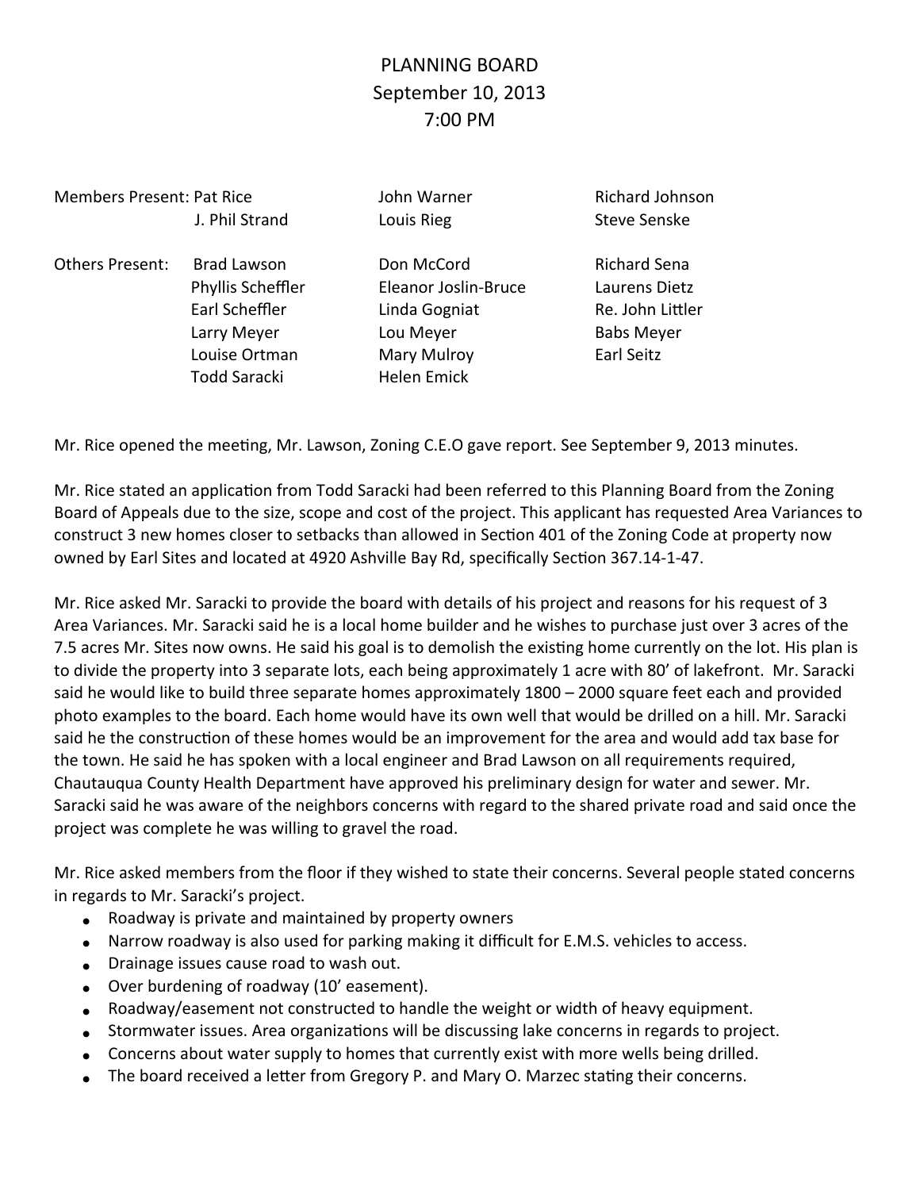# PLANNING BOARD
## September 10, 2013
## 7:00 PM

| | | | |
|---|---|---|---|
| Members Present: | Pat Rice | John Warner | Richard Johnson |
| | J. Phil Strand | Louis Rieg | Steve Senske |
| | | | |
| Others Present: | Brad Lawson | Don McCord | Richard Sena |
| | Phyllis Scheffler | Eleanor Joslin-Bruce | Laurens Dietz |
| | Earl Scheffler | Linda Gogniat | Re. John Littler |
| | Larry Meyer | Lou Meyer | Babs Meyer |
| | Louise Ortman | Mary Mulroy | Earl Seitz |
| | Todd Saracki | Helen Emick | |

Mr. Rice opened the meeting, Mr. Lawson, Zoning C.E.O gave report. See September 9, 2013 minutes.

Mr. Rice stated an application from Todd Saracki had been referred to this Planning Board from the Zoning Board of Appeals due to the size, scope and cost of the project. This applicant has requested Area Variances to construct 3 new homes closer to setbacks than allowed in Section 401 of the Zoning Code at property now owned by Earl Sites and located at 4920 Ashville Bay Rd, specifically Section 367.14-1-47.

Mr. Rice asked Mr. Saracki to provide the board with details of his project and reasons for his request of 3 Area Variances. Mr. Saracki said he is a local home builder and he wishes to purchase just over 3 acres of the 7.5 acres Mr. Sites now owns. He said his goal is to demolish the existing home currently on the lot. His plan is to divide the property into 3 separate lots, each being approximately 1 acre with 80' of lakefront. Mr. Saracki said he would like to build three separate homes approximately 1800 – 2000 square feet each and provided photo examples to the board. Each home would have its own well that would be drilled on a hill. Mr. Saracki said he the construction of these homes would be an improvement for the area and would add tax base for the town. He said he has spoken with a local engineer and Brad Lawson on all requirements required, Chautauqua County Health Department have approved his preliminary design for water and sewer. Mr. Saracki said he was aware of the neighbors concerns with regard to the shared private road and said once the project was complete he was willing to gravel the road.

Mr. Rice asked members from the floor if they wished to state their concerns. Several people stated concerns in regards to Mr. Saracki's project.

- Roadway is private and maintained by property owners
- Narrow roadway is also used for parking making it difficult for E.M.S. vehicles to access.
- Drainage issues cause road to wash out.
- Over burdening of roadway (10' easement).
- Roadway/easement not constructed to handle the weight or width of heavy equipment.
- Stormwater issues. Area organizations will be discussing lake concerns in regards to project.
- Concerns about water supply to homes that currently exist with more wells being drilled.
- The board received a letter from Gregory P. and Mary O. Marzec stating their concerns.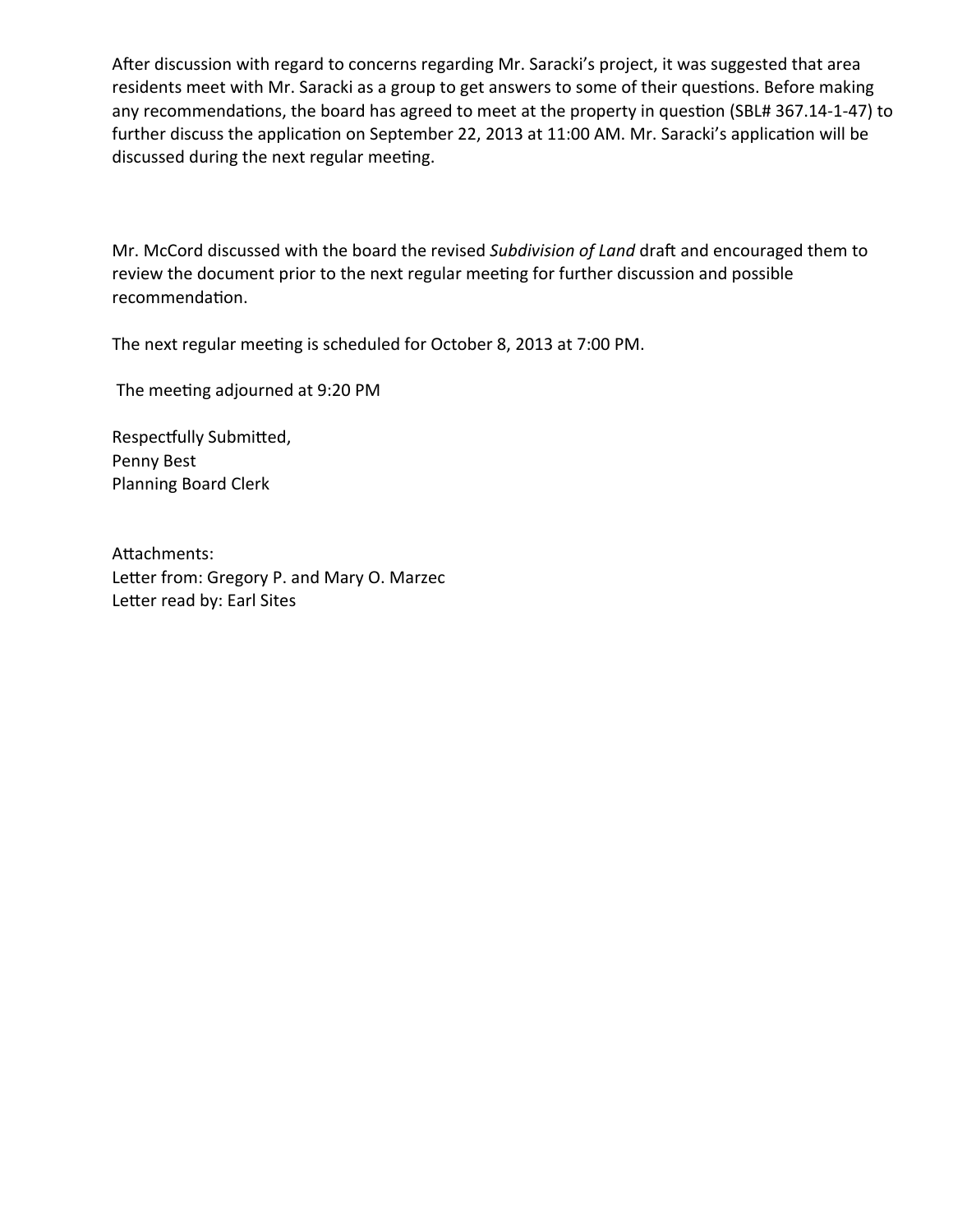After discussion with regard to concerns regarding Mr. Saracki's project, it was suggested that area residents meet with Mr. Saracki as a group to get answers to some of their questions. Before making any recommendations, the board has agreed to meet at the property in question (SBL# 367.14-1-47) to further discuss the application on September 22, 2013 at 11:00 AM. Mr. Saracki's application will be discussed during the next regular meeting.

Mr. McCord discussed with the board the revised *Subdivision of Land* draft and encouraged them to review the document prior to the next regular meeting for further discussion and possible recommendation.

The next regular meeting is scheduled for October 8, 2013 at 7:00 PM.

The meeting adjourned at 9:20 PM

Respectfully Submitted,
Penny Best
Planning Board Clerk

Attachments:
Letter from: Gregory P. and Mary O. Marzec
Letter read by: Earl Sites